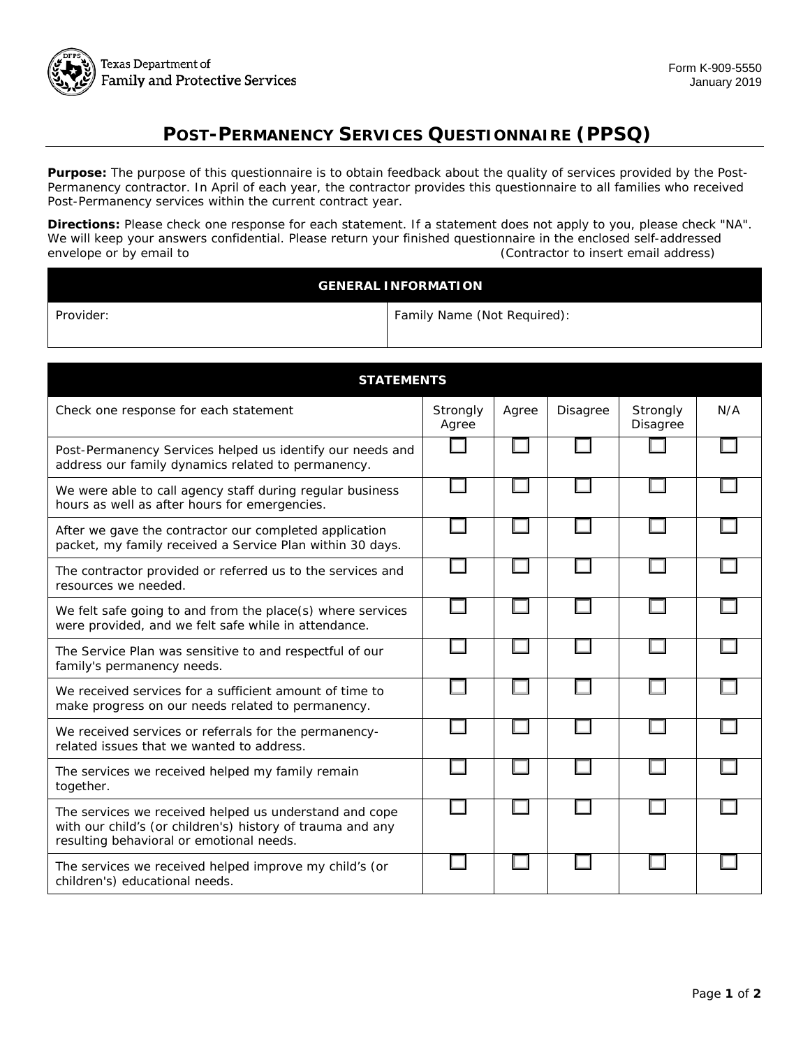Texas Department of Family and Protective Services

Form K-909-5550
January 2019

# POST-PERMANENCY SERVICES QUESTIONNAIRE (PPSQ)

**Purpose:** The purpose of this questionnaire is to obtain feedback about the quality of services provided by the Post-Permanency contractor. In April of each year, the contractor provides this questionnaire to all families who received Post-Permanency services within the current contract year.

**Directions:** Please check one response for each statement. If a statement does not apply to you, please check "NA". We will keep your answers confidential. Please return your finished questionnaire in the enclosed self-addressed envelope or by email to (Contractor to insert email address)

| GENERAL INFORMATION | |
|---|---|
| Provider: | Family Name (Not Required): |

| STATEMENTS | | | | | |
|---|---|---|---|---|---|
| Check one response for each statement | Strongly Agree | Agree | Disagree | Strongly Disagree | N/A |
| Post-Permanency Services helped us identify our needs and address our family dynamics related to permanency. | ☐ | ☐ | ☐ | ☐ | ☐ |
| We were able to call agency staff during regular business hours as well as after hours for emergencies. | ☐ | ☐ | ☐ | ☐ | ☐ |
| After we gave the contractor our completed application packet, my family received a Service Plan within 30 days. | ☐ | ☐ | ☐ | ☐ | ☐ |
| The contractor provided or referred us to the services and resources we needed. | ☐ | ☐ | ☐ | ☐ | ☐ |
| We felt safe going to and from the place(s) where services were provided, and we felt safe while in attendance. | ☐ | ☐ | ☐ | ☐ | ☐ |
| The Service Plan was sensitive to and respectful of our family's permanency needs. | ☐ | ☐ | ☐ | ☐ | ☐ |
| We received services for a sufficient amount of time to make progress on our needs related to permanency. | ☐ | ☐ | ☐ | ☐ | ☐ |
| We received services or referrals for the permanency-related issues that we wanted to address. | ☐ | ☐ | ☐ | ☐ | ☐ |
| The services we received helped my family remain together. | ☐ | ☐ | ☐ | ☐ | ☐ |
| The services we received helped us understand and cope with our child's (or children's) history of trauma and any resulting behavioral or emotional needs. | ☐ | ☐ | ☐ | ☐ | ☐ |
| The services we received helped improve my child's (or children's) educational needs. | ☐ | ☐ | ☐ | ☐ | ☐ |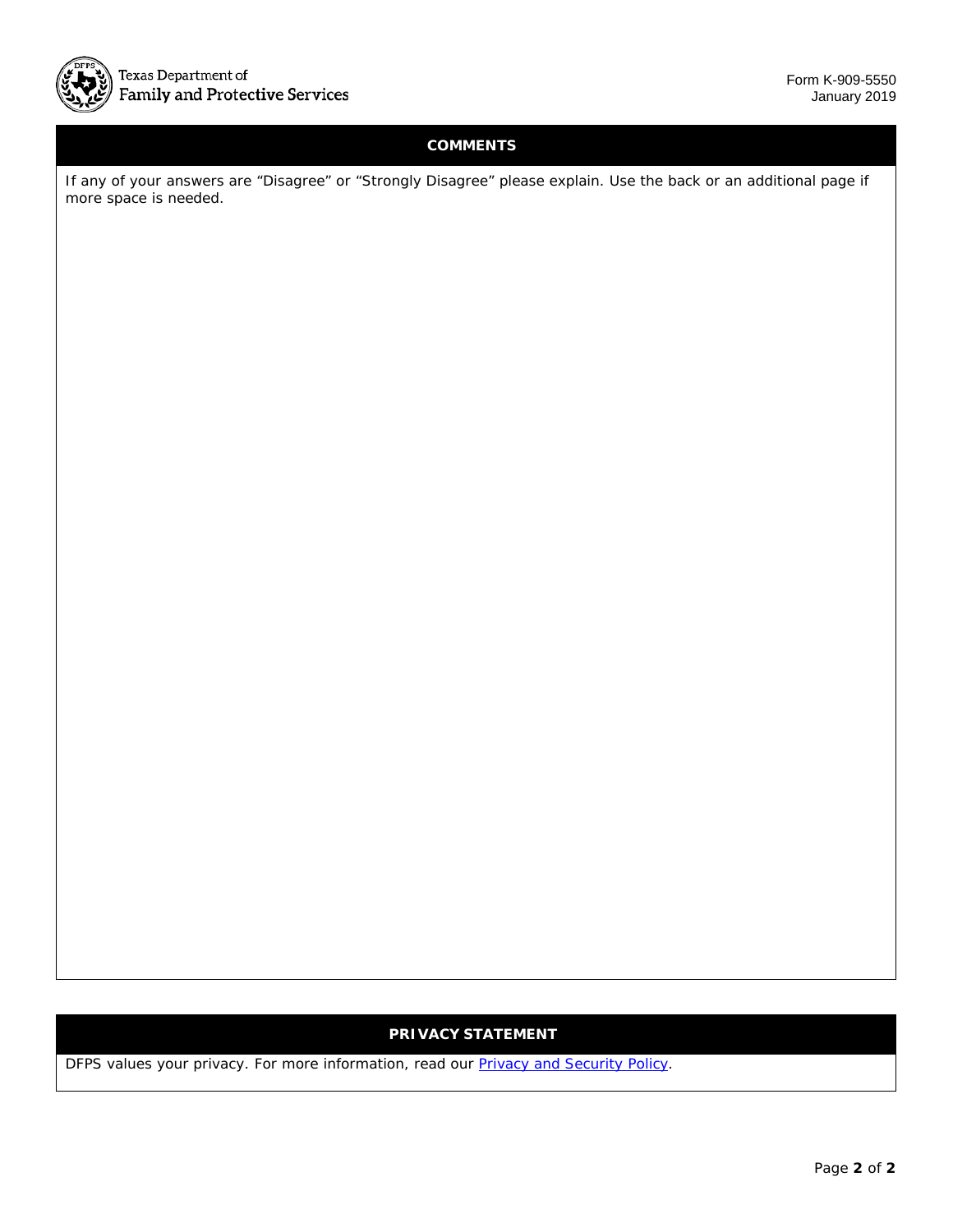## COMMENTS

If any of your answers are “Disagree” or “Strongly Disagree” please explain. Use the back or an additional page if more space is needed.

## PRIVACY STATEMENT

DFPS values your privacy. For more information, read our Privacy and Security Policy.